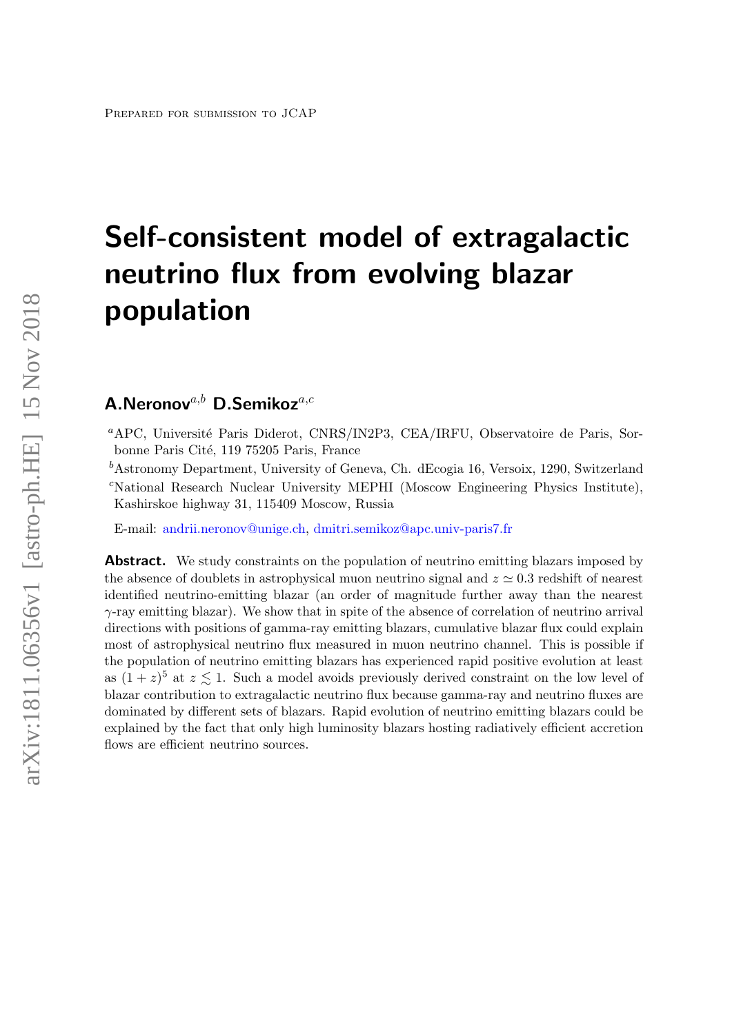Prepared for submission to JCAP

# Self-consistent model of extragalactic neutrino flux from evolving blazar population

**A.Neronov**[a,b] **D.Semikoz**[a,c]

[a]APC, Université Paris Diderot, CNRS/IN2P3, CEA/IRFU, Observatoire de Paris, Sorbonne Paris Cité, 119 75205 Paris, France

[b]Astronomy Department, University of Geneva, Ch. dEcogia 16, Versoix, 1290, Switzerland

[c]National Research Nuclear University MEPHI (Moscow Engineering Physics Institute), Kashirskoe highway 31, 115409 Moscow, Russia

E-mail: andrii.neronov@unige.ch, dmitri.semikoz@apc.univ-paris7.fr

**Abstract.** We study constraints on the population of neutrino emitting blazars imposed by the absence of doublets in astrophysical muon neutrino signal and $z \simeq 0.3$ redshift of nearest identified neutrino-emitting blazar (an order of magnitude further away than the nearest $\gamma$-ray emitting blazar). We show that in spite of the absence of correlation of neutrino arrival directions with positions of gamma-ray emitting blazars, cumulative blazar flux could explain most of astrophysical neutrino flux measured in muon neutrino channel. This is possible if the population of neutrino emitting blazars has experienced rapid positive evolution at least as $(1+z)^5$ at $z \lesssim 1$. Such a model avoids previously derived constraint on the low level of blazar contribution to extragalactic neutrino flux because gamma-ray and neutrino fluxes are dominated by different sets of blazars. Rapid evolution of neutrino emitting blazars could be explained by the fact that only high luminosity blazars hosting radiatively efficient accretion flows are efficient neutrino sources.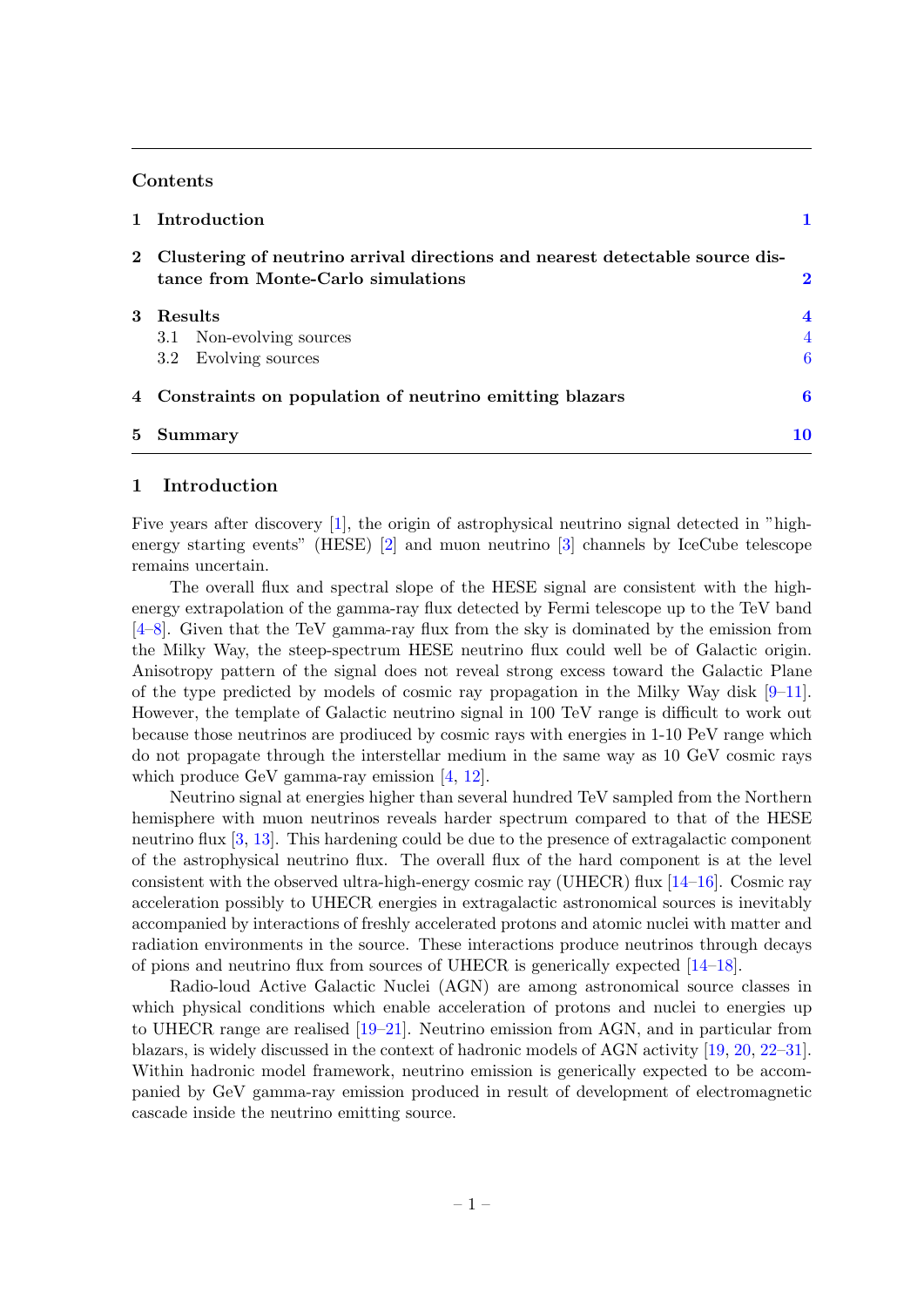## Contents

| | | |
|---|---|---|
| **1** | **Introduction** | **1** |
| **2** | **Clustering of neutrino arrival directions and nearest detectable source distance from Monte-Carlo simulations** | **2** |
| **3** | **Results** | **4** |
| | 3.1 Non-evolving sources | 4 |
| | 3.2 Evolving sources | 6 |
| **4** | **Constraints on population of neutrino emitting blazars** | **6** |
| **5** | **Summary** | **10** |

## 1 Introduction

Five years after discovery [1], the origin of astrophysical neutrino signal detected in "high-energy starting events" (HESE) [2] and muon neutrino [3] channels by IceCube telescope remains uncertain.

The overall flux and spectral slope of the HESE signal are consistent with the high-energy extrapolation of the gamma-ray flux detected by Fermi telescope up to the TeV band [4–8]. Given that the TeV gamma-ray flux from the sky is dominated by the emission from the Milky Way, the steep-spectrum HESE neutrino flux could well be of Galactic origin. Anisotropy pattern of the signal does not reveal strong excess toward the Galactic Plane of the type predicted by models of cosmic ray propagation in the Milky Way disk [9–11]. However, the template of Galactic neutrino signal in 100 TeV range is difficult to work out because those neutrinos are prodiuced by cosmic rays with energies in 1-10 PeV range which do not propagate through the interstellar medium in the same way as 10 GeV cosmic rays which produce GeV gamma-ray emission [4, 12].

Neutrino signal at energies higher than several hundred TeV sampled from the Northern hemisphere with muon neutrinos reveals harder spectrum compared to that of the HESE neutrino flux [3, 13]. This hardening could be due to the presence of extragalactic component of the astrophysical neutrino flux. The overall flux of the hard component is at the level consistent with the observed ultra-high-energy cosmic ray (UHECR) flux [14–16]. Cosmic ray acceleration possibly to UHECR energies in extragalactic astronomical sources is inevitably accompanied by interactions of freshly accelerated protons and atomic nuclei with matter and radiation environments in the source. These interactions produce neutrinos through decays of pions and neutrino flux from sources of UHECR is generically expected [14–18].

Radio-loud Active Galactic Nuclei (AGN) are among astronomical source classes in which physical conditions which enable acceleration of protons and nuclei to energies up to UHECR range are realised [19–21]. Neutrino emission from AGN, and in particular from blazars, is widely discussed in the context of hadronic models of AGN activity [19, 20, 22–31]. Within hadronic model framework, neutrino emission is generically expected to be accompanied by GeV gamma-ray emission produced in result of development of electromagnetic cascade inside the neutrino emitting source.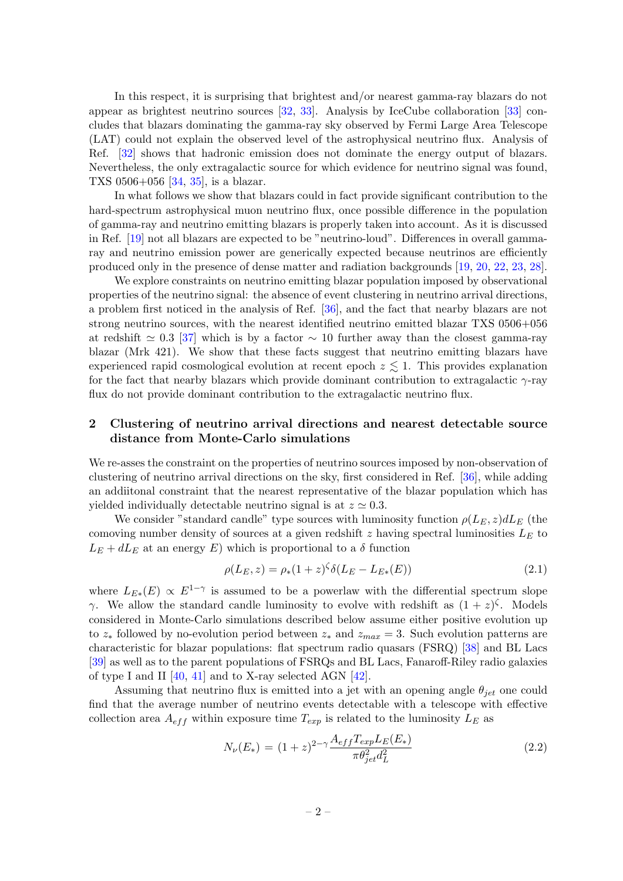In this respect, it is surprising that brightest and/or nearest gamma-ray blazars do not appear as brightest neutrino sources [32, 33]. Analysis by IceCube collaboration [33] concludes that blazars dominating the gamma-ray sky observed by Fermi Large Area Telescope (LAT) could not explain the observed level of the astrophysical neutrino flux. Analysis of Ref. [32] shows that hadronic emission does not dominate the energy output of blazars. Nevertheless, the only extragalactic source for which evidence for neutrino signal was found, TXS 0506+056 [34, 35], is a blazar.

In what follows we show that blazars could in fact provide significant contribution to the hard-spectrum astrophysical muon neutrino flux, once possible difference in the population of gamma-ray and neutrino emitting blazars is properly taken into account. As it is discussed in Ref. [19] not all blazars are expected to be "neutrino-loud". Differences in overall gamma-ray and neutrino emission power are generically expected because neutrinos are efficiently produced only in the presence of dense matter and radiation backgrounds [19, 20, 22, 23, 28].

We explore constraints on neutrino emitting blazar population imposed by observational properties of the neutrino signal: the absence of event clustering in neutrino arrival directions, a problem first noticed in the analysis of Ref. [36], and the fact that nearby blazars are not strong neutrino sources, with the nearest identified neutrino emitted blazar TXS 0506+056 at redshift $\simeq 0.3$ [37] which is by a factor $\sim 10$ further away than the closest gamma-ray blazar (Mrk 421). We show that these facts suggest that neutrino emitting blazars have experienced rapid cosmological evolution at recent epoch $z \lesssim 1$. This provides explanation for the fact that nearby blazars which provide dominant contribution to extragalactic $\gamma$-ray flux do not provide dominant contribution to the extragalactic neutrino flux.

## 2 Clustering of neutrino arrival directions and nearest detectable source distance from Monte-Carlo simulations

We re-asses the constraint on the properties of neutrino sources imposed by non-observation of clustering of neutrino arrival directions on the sky, first considered in Ref. [36], while adding an addiitonal constraint that the nearest representative of the blazar population which has yielded individually detectable neutrino signal is at $z \simeq 0.3$.

We consider "standard candle" type sources with luminosity function $\rho(L_E, z)dL_E$ (the comoving number density of sources at a given redshift $z$ having spectral luminosities $L_E$ to $L_E + dL_E$ at an energy $E$) which is proportional to a $\delta$ function

$$\rho(L_E, z) = \rho_*(1+z)^\zeta \delta(L_E - L_{E*}(E)) \tag{2.1}$$

where $L_{E*}(E) \propto E^{1-\gamma}$ is assumed to be a powerlaw with the differential spectrum slope $\gamma$. We allow the standard candle luminosity to evolve with redshift as $(1+z)^\zeta$. Models considered in Monte-Carlo simulations described below assume either positive evolution up to $z_*$ followed by no-evolution period between $z_*$ and $z_{max} = 3$. Such evolution patterns are characteristic for blazar populations: flat spectrum radio quasars (FSRQ) [38] and BL Lacs [39] as well as to the parent populations of FSRQs and BL Lacs, Fanaroff-Riley radio galaxies of type I and II [40, 41] and to X-ray selected AGN [42].

Assuming that neutrino flux is emitted into a jet with an opening angle $\theta_{jet}$ one could find that the average number of neutrino events detectable with a telescope with effective collection area $A_{eff}$ within exposure time $T_{exp}$ is related to the luminosity $L_E$ as

$$N_\nu(E_*) = (1+z)^{2-\gamma} \frac{A_{eff} T_{exp} L_E(E_*)}{\pi \theta_{jet}^2 d_L^2} \tag{2.2}$$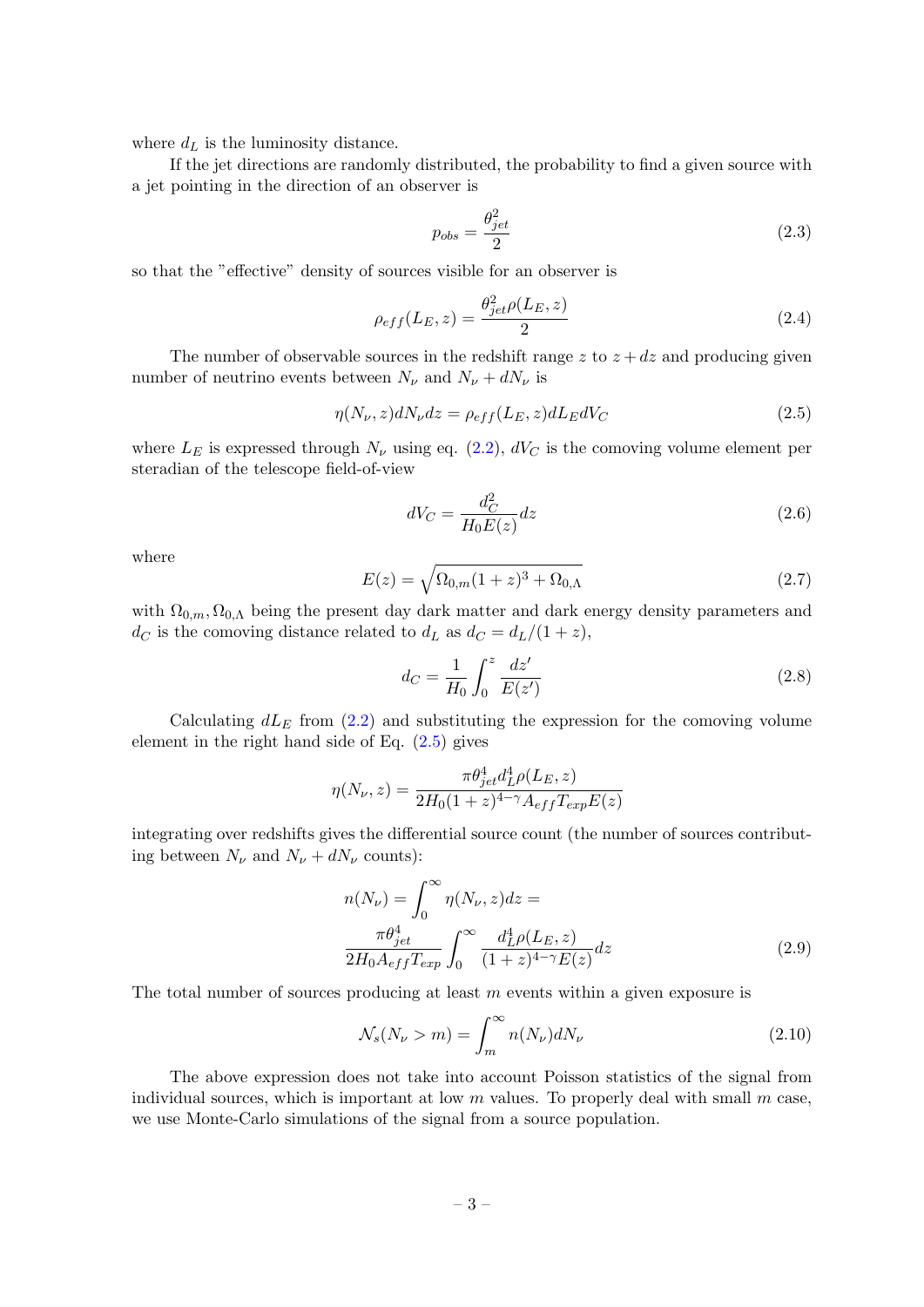where $d_L$ is the luminosity distance.

If the jet directions are randomly distributed, the probability to find a given source with a jet pointing in the direction of an observer is

$$p_{obs} = \frac{\theta_{jet}^2}{2} \tag{2.3}$$

so that the "effective" density of sources visible for an observer is

$$\rho_{eff}(L_E, z) = \frac{\theta_{jet}^2 \rho(L_E, z)}{2} \tag{2.4}$$

The number of observable sources in the redshift range $z$ to $z + dz$ and producing given number of neutrino events between $N_\nu$ and $N_\nu + dN_\nu$ is

$$\eta(N_\nu, z) dN_\nu dz = \rho_{eff}(L_E, z) dL_E dV_C \tag{2.5}$$

where $L_E$ is expressed through $N_\nu$ using eq. (2.2), $dV_C$ is the comoving volume element per steradian of the telescope field-of-view

$$dV_C = \frac{d_C^2}{H_0 E(z)} dz \tag{2.6}$$

where

$$E(z) = \sqrt{\Omega_{0,m}(1+z)^3 + \Omega_{0,\Lambda}} \tag{2.7}$$

with $\Omega_{0,m}, \Omega_{0,\Lambda}$ being the present day dark matter and dark energy density parameters and $d_C$ is the comoving distance related to $d_L$ as $d_C = d_L/(1+z)$,

$$d_C = \frac{1}{H_0} \int_0^z \frac{dz'}{E(z')} \tag{2.8}$$

Calculating $dL_E$ from (2.2) and substituting the expression for the comoving volume element in the right hand side of Eq. (2.5) gives

$$\eta(N_\nu, z) = \frac{\pi \theta_{jet}^4 d_L^4 \rho(L_E, z)}{2 H_0 (1+z)^{4-\gamma} A_{eff} T_{exp} E(z)}$$

integrating over redshifts gives the differential source count (the number of sources contributing between $N_\nu$ and $N_\nu + dN_\nu$ counts):

$$n(N_\nu) = \int_0^\infty \eta(N_\nu, z) dz = \frac{\pi \theta_{jet}^4}{2 H_0 A_{eff} T_{exp}} \int_0^\infty \frac{d_L^4 \rho(L_E, z)}{(1+z)^{4-\gamma} E(z)} dz \tag{2.9}$$

The total number of sources producing at least $m$ events within a given exposure is

$$\mathcal{N}_s(N_\nu > m) = \int_m^\infty n(N_\nu) dN_\nu \tag{2.10}$$

The above expression does not take into account Poisson statistics of the signal from individual sources, which is important at low $m$ values. To properly deal with small $m$ case, we use Monte-Carlo simulations of the signal from a source population.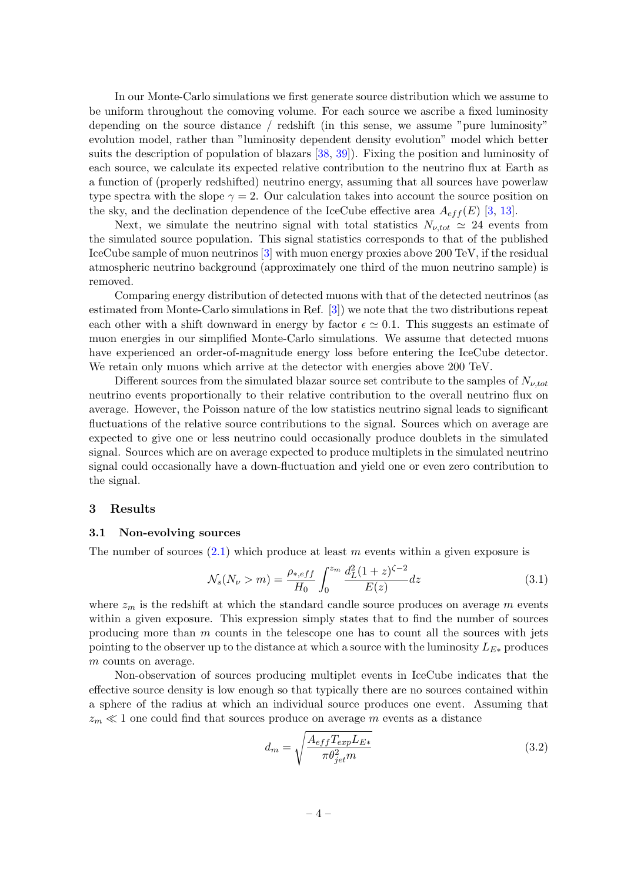In our Monte-Carlo simulations we first generate source distribution which we assume to be uniform throughout the comoving volume. For each source we ascribe a fixed luminosity depending on the source distance / redshift (in this sense, we assume "pure luminosity" evolution model, rather than "luminosity dependent density evolution" model which better suits the description of population of blazars [38, 39]). Fixing the position and luminosity of each source, we calculate its expected relative contribution to the neutrino flux at Earth as a function of (properly redshifted) neutrino energy, assuming that all sources have powerlaw type spectra with the slope $\gamma = 2$. Our calculation takes into account the source position on the sky, and the declination dependence of the IceCube effective area $A_{eff}(E)$ [3, 13].

Next, we simulate the neutrino signal with total statistics $N_{\nu,tot} \simeq 24$ events from the simulated source population. This signal statistics corresponds to that of the published IceCube sample of muon neutrinos [3] with muon energy proxies above 200 TeV, if the residual atmospheric neutrino background (approximately one third of the muon neutrino sample) is removed.

Comparing energy distribution of detected muons with that of the detected neutrinos (as estimated from Monte-Carlo simulations in Ref. [3]) we note that the two distributions repeat each other with a shift downward in energy by factor $\epsilon \simeq 0.1$. This suggests an estimate of muon energies in our simplified Monte-Carlo simulations. We assume that detected muons have experienced an order-of-magnitude energy loss before entering the IceCube detector. We retain only muons which arrive at the detector with energies above 200 TeV.

Different sources from the simulated blazar source set contribute to the samples of $N_{\nu,tot}$ neutrino events proportionally to their relative contribution to the overall neutrino flux on average. However, the Poisson nature of the low statistics neutrino signal leads to significant fluctuations of the relative source contributions to the signal. Sources which on average are expected to give one or less neutrino could occasionally produce doublets in the simulated signal. Sources which are on average expected to produce multiplets in the simulated neutrino signal could occasionally have a down-fluctuation and yield one or even zero contribution to the signal.

## 3 Results

### 3.1 Non-evolving sources

The number of sources (2.1) which produce at least $m$ events within a given exposure is

$$\mathcal{N}_s(N_\nu > m) = \frac{\rho_{*,eff}}{H_0}\int_0^{z_m} \frac{d_L^2(1+z)^{\zeta-2}}{E(z)}dz \tag{3.1}$$

where $z_m$ is the redshift at which the standard candle source produces on average $m$ events within a given exposure. This expression simply states that to find the number of sources producing more than $m$ counts in the telescope one has to count all the sources with jets pointing to the observer up to the distance at which a source with the luminosity $L_{E*}$ produces $m$ counts on average.

Non-observation of sources producing multiplet events in IceCube indicates that the effective source density is low enough so that typically there are no sources contained within a sphere of the radius at which an individual source produces one event. Assuming that $z_m \ll 1$ one could find that sources produce on average $m$ events as a distance

$$d_m = \sqrt{\frac{A_{eff}T_{exp}L_{E*}}{\pi\theta_{jet}^2 m}} \tag{3.2}$$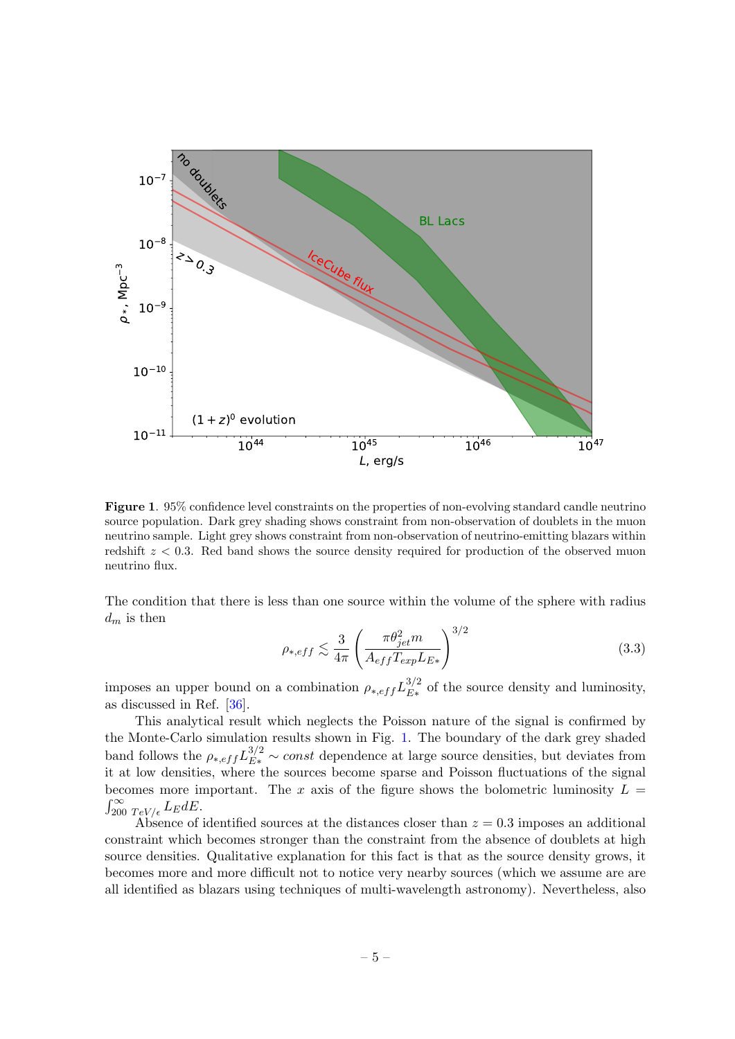**Figure 1**. 95% confidence level constraints on the properties of non-evolving standard candle neutrino source population. Dark grey shading shows constraint from non-observation of doublets in the muon neutrino sample. Light grey shows constraint from non-observation of neutrino-emitting blazars within redshift $z < 0.3$. Red band shows the source density required for production of the observed muon neutrino flux.

The condition that there is less than one source within the volume of the sphere with radius $d_m$ is then

$$\rho_{*,eff} \lesssim \frac{3}{4\pi}\left(\frac{\pi\theta_{jet}^2 m}{A_{eff}T_{exp}L_{E*}}\right)^{3/2} \tag{3.3}$$

imposes an upper bound on a combination $\rho_{*,eff}L_{E*}^{3/2}$ of the source density and luminosity, as discussed in Ref. [36].

This analytical result which neglects the Poisson nature of the signal is confirmed by the Monte-Carlo simulation results shown in Fig. 1. The boundary of the dark grey shaded band follows the $\rho_{*,eff}L_{E*}^{3/2} \sim const$ dependence at large source densities, but deviates from it at low densities, where the sources become sparse and Poisson fluctuations of the signal becomes more important. The $x$ axis of the figure shows the bolometric luminosity $L = \int_{200\ TeV/\epsilon}^{\infty} L_E dE$.

Absence of identified sources at the distances closer than $z = 0.3$ imposes an additional constraint which becomes stronger than the constraint from the absence of doublets at high source densities. Qualitative explanation for this fact is that as the source density grows, it becomes more and more difficult not to notice very nearby sources (which we assume are are all identified as blazars using techniques of multi-wavelength astronomy). Nevertheless, also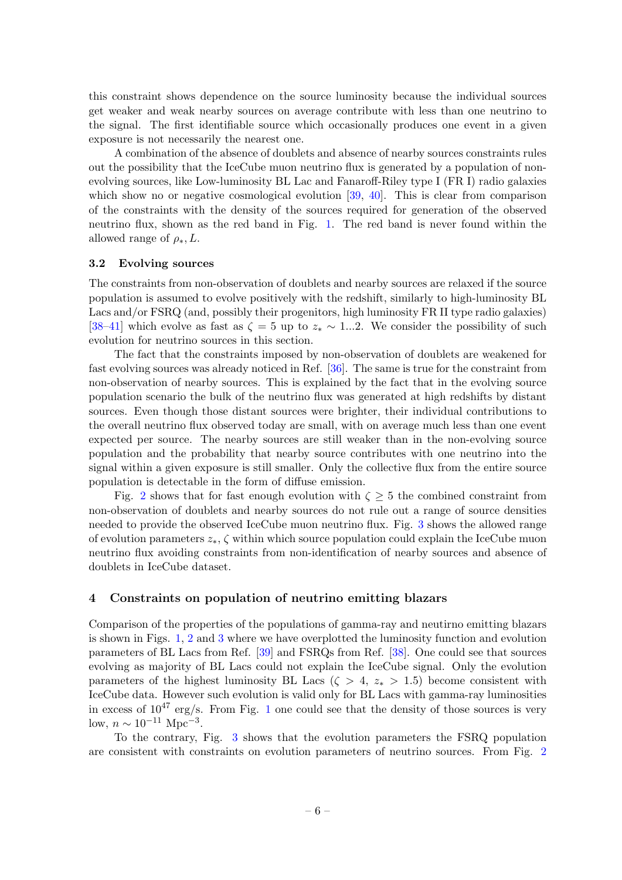this constraint shows dependence on the source luminosity because the individual sources get weaker and weak nearby sources on average contribute with less than one neutrino to the signal. The first identifiable source which occasionally produces one event in a given exposure is not necessarily the nearest one.

A combination of the absence of doublets and absence of nearby sources constraints rules out the possibility that the IceCube muon neutrino flux is generated by a population of non-evolving sources, like Low-luminosity BL Lac and Fanaroff-Riley type I (FR I) radio galaxies which show no or negative cosmological evolution [39, 40]. This is clear from comparison of the constraints with the density of the sources required for generation of the observed neutrino flux, shown as the red band in Fig. 1. The red band is never found within the allowed range of $\rho_*, L$.

### 3.2 Evolving sources

The constraints from non-observation of doublets and nearby sources are relaxed if the source population is assumed to evolve positively with the redshift, similarly to high-luminosity BL Lacs and/or FSRQ (and, possibly their progenitors, high luminosity FR II type radio galaxies) [38–41] which evolve as fast as $\zeta = 5$ up to $z_* \sim 1...2$. We consider the possibility of such evolution for neutrino sources in this section.

The fact that the constraints imposed by non-observation of doublets are weakened for fast evolving sources was already noticed in Ref. [36]. The same is true for the constraint from non-observation of nearby sources. This is explained by the fact that in the evolving source population scenario the bulk of the neutrino flux was generated at high redshifts by distant sources. Even though those distant sources were brighter, their individual contributions to the overall neutrino flux observed today are small, with on average much less than one event expected per source. The nearby sources are still weaker than in the non-evolving source population and the probability that nearby source contributes with one neutrino into the signal within a given exposure is still smaller. Only the collective flux from the entire source population is detectable in the form of diffuse emission.

Fig. 2 shows that for fast enough evolution with $\zeta \geq 5$ the combined constraint from non-observation of doublets and nearby sources do not rule out a range of source densities needed to provide the observed IceCube muon neutrino flux. Fig. 3 shows the allowed range of evolution parameters $z_*, \zeta$ within which source population could explain the IceCube muon neutrino flux avoiding constraints from non-identification of nearby sources and absence of doublets in IceCube dataset.

## 4 Constraints on population of neutrino emitting blazars

Comparison of the properties of the populations of gamma-ray and neutirno emitting blazars is shown in Figs. 1, 2 and 3 where we have overplotted the luminosity function and evolution parameters of BL Lacs from Ref. [39] and FSRQs from Ref. [38]. One could see that sources evolving as majority of BL Lacs could not explain the IceCube signal. Only the evolution parameters of the highest luminosity BL Lacs ($\zeta > 4$, $z_* > 1.5$) become consistent with IceCube data. However such evolution is valid only for BL Lacs with gamma-ray luminosities in excess of $10^{47}$ erg/s. From Fig. 1 one could see that the density of those sources is very low, $n \sim 10^{-11}$ Mpc$^{-3}$.

To the contrary, Fig. 3 shows that the evolution parameters the FSRQ population are consistent with constraints on evolution parameters of neutrino sources. From Fig. 2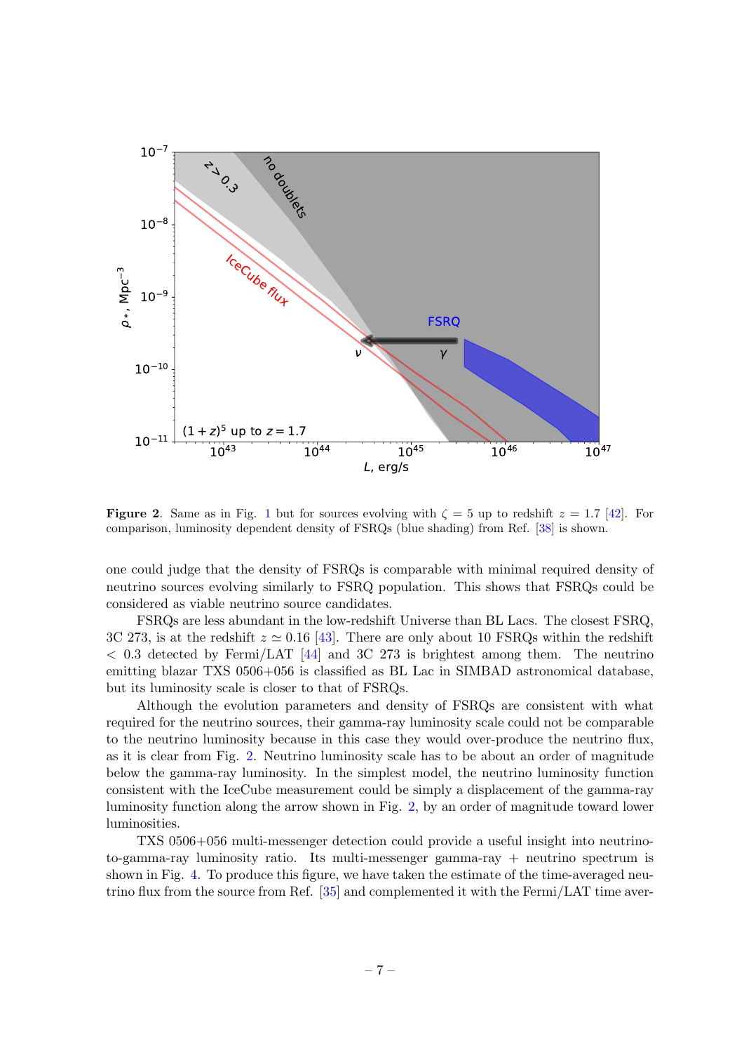**Figure 2**. Same as in Fig. 1 but for sources evolving with $\zeta = 5$ up to redshift $z = 1.7$ [42]. For comparison, luminosity dependent density of FSRQs (blue shading) from Ref. [38] is shown.

one could judge that the density of FSRQs is comparable with minimal required density of neutrino sources evolving similarly to FSRQ population. This shows that FSRQs could be considered as viable neutrino source candidates.

FSRQs are less abundant in the low-redshift Universe than BL Lacs. The closest FSRQ, 3C 273, is at the redshift $z \simeq 0.16$ [43]. There are only about 10 FSRQs within the redshift $< 0.3$ detected by Fermi/LAT [44] and 3C 273 is brightest among them. The neutrino emitting blazar TXS 0506+056 is classified as BL Lac in SIMBAD astronomical database, but its luminosity scale is closer to that of FSRQs.

Although the evolution parameters and density of FSRQs are consistent with what required for the neutrino sources, their gamma-ray luminosity scale could not be comparable to the neutrino luminosity because in this case they would over-produce the neutrino flux, as it is clear from Fig. 2. Neutrino luminosity scale has to be about an order of magnitude below the gamma-ray luminosity. In the simplest model, the neutrino luminosity function consistent with the IceCube measurement could be simply a displacement of the gamma-ray luminosity function along the arrow shown in Fig. 2, by an order of magnitude toward lower luminosities.

TXS 0506+056 multi-messenger detection could provide a useful insight into neutrino-to-gamma-ray luminosity ratio. Its multi-messenger gamma-ray + neutrino spectrum is shown in Fig. 4. To produce this figure, we have taken the estimate of the time-averaged neutrino flux from the source from Ref. [35] and complemented it with the Fermi/LAT time aver-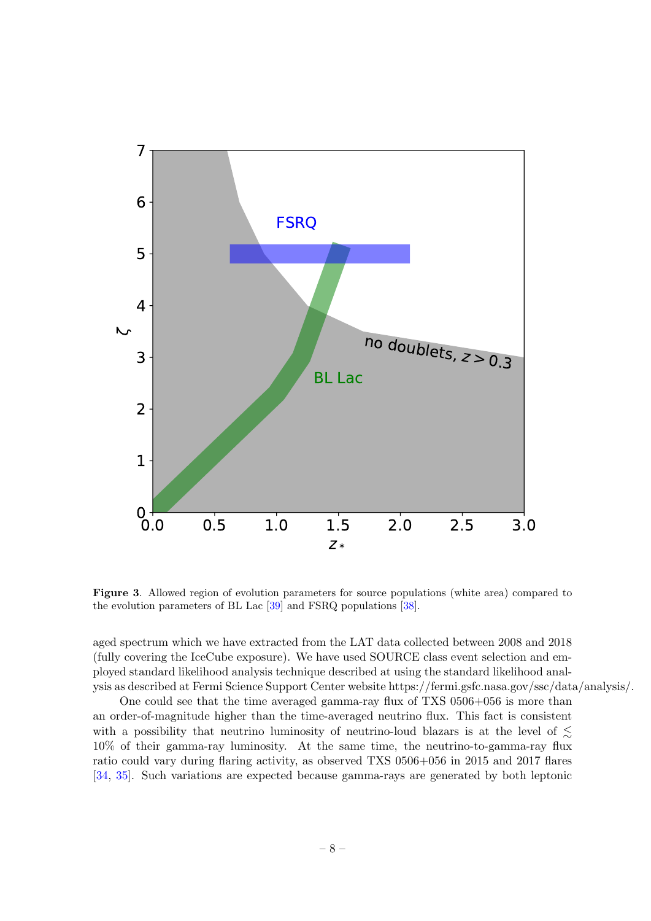**Figure 3**. Allowed region of evolution parameters for source populations (white area) compared to the evolution parameters of BL Lac [39] and FSRQ populations [38].

aged spectrum which we have extracted from the LAT data collected between 2008 and 2018 (fully covering the IceCube exposure). We have used SOURCE class event selection and employed standard likelihood analysis technique described at using the standard likelihood analysis as described at Fermi Science Support Center website https://fermi.gsfc.nasa.gov/ssc/data/analysis/.

One could see that the time averaged gamma-ray flux of TXS 0506+056 is more than an order-of-magnitude higher than the time-averaged neutrino flux. This fact is consistent with a possibility that neutrino luminosity of neutrino-loud blazars is at the level of $\lesssim$ 10% of their gamma-ray luminosity. At the same time, the neutrino-to-gamma-ray flux ratio could vary during flaring activity, as observed TXS 0506+056 in 2015 and 2017 flares [34, 35]. Such variations are expected because gamma-rays are generated by both leptonic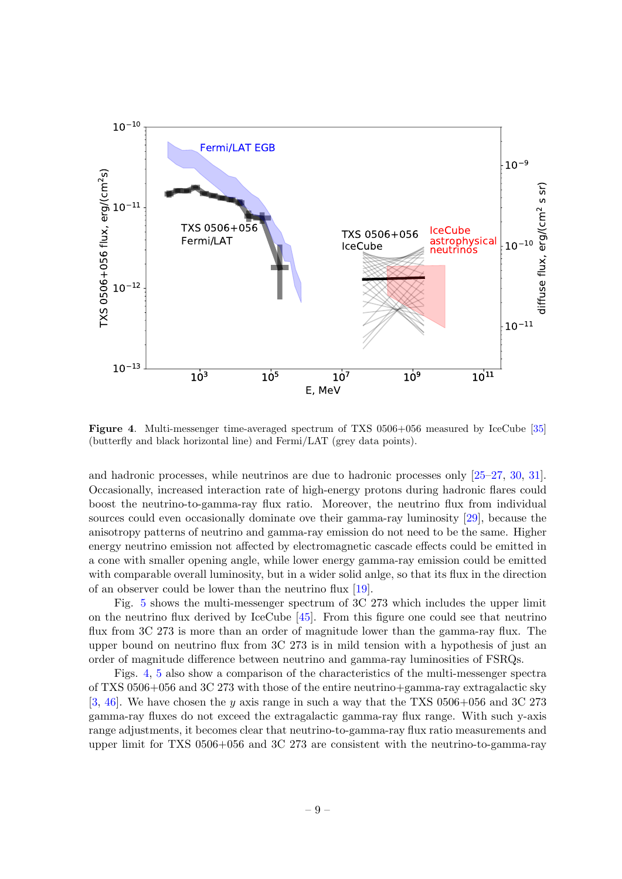**Figure 4**. Multi-messenger time-averaged spectrum of TXS 0506+056 measured by IceCube [35] (butterfly and black horizontal line) and Fermi/LAT (grey data points).

and hadronic processes, while neutrinos are due to hadronic processes only [25–27, 30, 31]. Occasionally, increased interaction rate of high-energy protons during hadronic flares could boost the neutrino-to-gamma-ray flux ratio. Moreover, the neutrino flux from individual sources could even occasionally dominate ove their gamma-ray luminosity [29], because the anisotropy patterns of neutrino and gamma-ray emission do not need to be the same. Higher energy neutrino emission not affected by electromagnetic cascade effects could be emitted in a cone with smaller opening angle, while lower energy gamma-ray emission could be emitted with comparable overall luminosity, but in a wider solid anlge, so that its flux in the direction of an observer could be lower than the neutrino flux [19].

Fig. 5 shows the multi-messenger spectrum of 3C 273 which includes the upper limit on the neutrino flux derived by IceCube [45]. From this figure one could see that neutrino flux from 3C 273 is more than an order of magnitude lower than the gamma-ray flux. The upper bound on neutrino flux from 3C 273 is in mild tension with a hypothesis of just an order of magnitude difference between neutrino and gamma-ray luminosities of FSRQs.

Figs. 4, 5 also show a comparison of the characteristics of the multi-messenger spectra of TXS 0506+056 and 3C 273 with those of the entire neutrino+gamma-ray extragalactic sky [3, 46]. We have chosen the $y$ axis range in such a way that the TXS 0506+056 and 3C 273 gamma-ray fluxes do not exceed the extragalactic gamma-ray flux range. With such y-axis range adjustments, it becomes clear that neutrino-to-gamma-ray flux ratio measurements and upper limit for TXS 0506+056 and 3C 273 are consistent with the neutrino-to-gamma-ray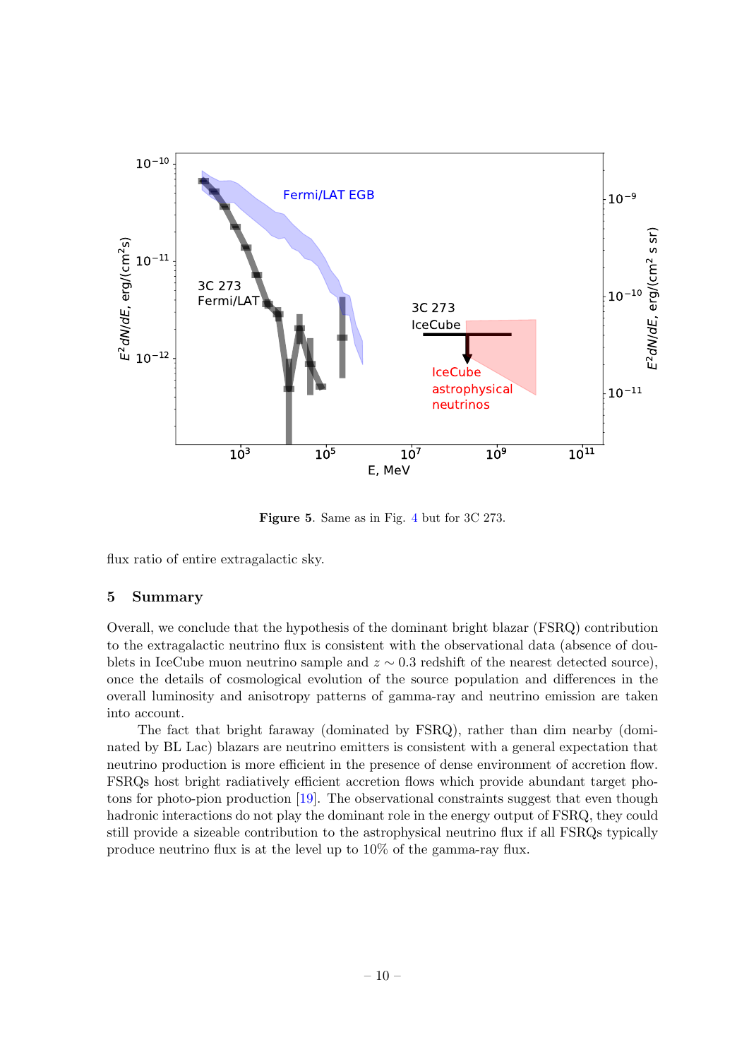**Figure 5**. Same as in Fig. 4 but for 3C 273.

flux ratio of entire extragalactic sky.

## 5 Summary

Overall, we conclude that the hypothesis of the dominant bright blazar (FSRQ) contribution to the extragalactic neutrino flux is consistent with the observational data (absence of doublets in IceCube muon neutrino sample and $z \sim 0.3$ redshift of the nearest detected source), once the details of cosmological evolution of the source population and differences in the overall luminosity and anisotropy patterns of gamma-ray and neutrino emission are taken into account.

The fact that bright faraway (dominated by FSRQ), rather than dim nearby (dominated by BL Lac) blazars are neutrino emitters is consistent with a general expectation that neutrino production is more efficient in the presence of dense environment of accretion flow. FSRQs host bright radiatively efficient accretion flows which provide abundant target photons for photo-pion production [19]. The observational constraints suggest that even though hadronic interactions do not play the dominant role in the energy output of FSRQ, they could still provide a sizeable contribution to the astrophysical neutrino flux if all FSRQs typically produce neutrino flux is at the level up to 10% of the gamma-ray flux.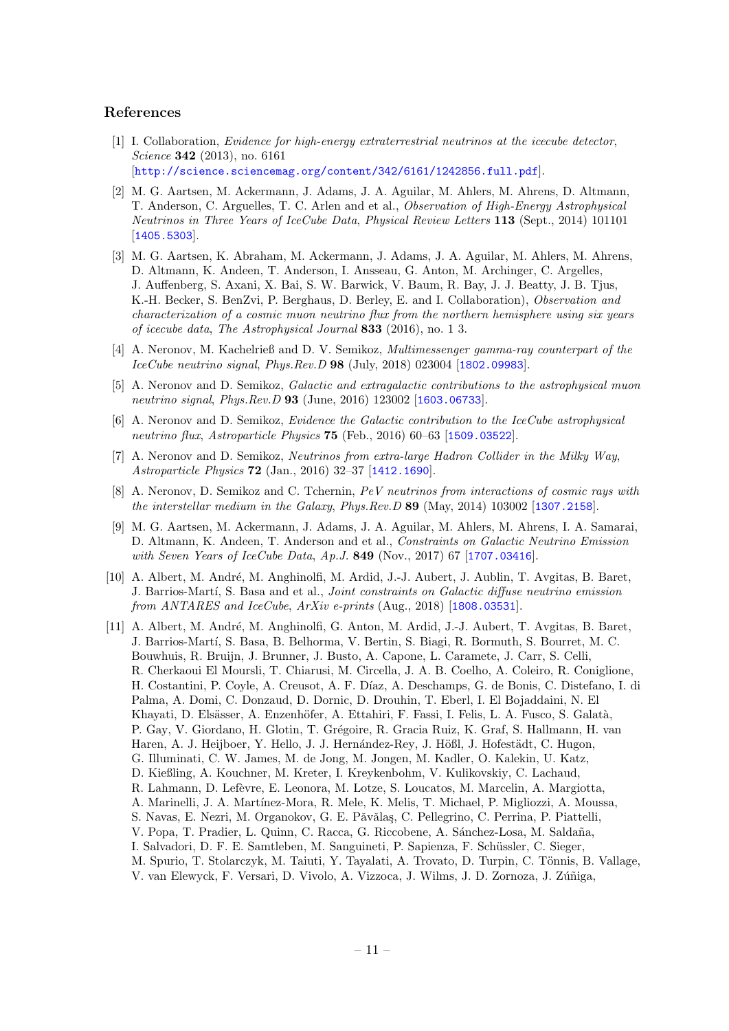## References

[1] I. Collaboration, *Evidence for high-energy extraterrestrial neutrinos at the icecube detector*, *Science* **342** (2013), no. 6161 [http://science.sciencemag.org/content/342/6161/1242856.full.pdf].

[2] M. G. Aartsen, M. Ackermann, J. Adams, J. A. Aguilar, M. Ahlers, M. Ahrens, D. Altmann, T. Anderson, C. Arguelles, T. C. Arlen and et al., *Observation of High-Energy Astrophysical Neutrinos in Three Years of IceCube Data*, *Physical Review Letters* **113** (Sept., 2014) 101101 [1405.5303].

[3] M. G. Aartsen, K. Abraham, M. Ackermann, J. Adams, J. A. Aguilar, M. Ahlers, M. Ahrens, D. Altmann, K. Andeen, T. Anderson, I. Ansseau, G. Anton, M. Archinger, C. Argelles, J. Auffenberg, S. Axani, X. Bai, S. W. Barwick, V. Baum, R. Bay, J. J. Beatty, J. B. Tjus, K.-H. Becker, S. BenZvi, P. Berghaus, D. Berley, E. and I. Collaboration), *Observation and characterization of a cosmic muon neutrino flux from the northern hemisphere using six years of icecube data*, *The Astrophysical Journal* **833** (2016), no. 1 3.

[4] A. Neronov, M. Kachelrieß and D. V. Semikoz, *Multimessenger gamma-ray counterpart of the IceCube neutrino signal*, *Phys.Rev.D* **98** (July, 2018) 023004 [1802.09983].

[5] A. Neronov and D. Semikoz, *Galactic and extragalactic contributions to the astrophysical muon neutrino signal*, *Phys.Rev.D* **93** (June, 2016) 123002 [1603.06733].

[6] A. Neronov and D. Semikoz, *Evidence the Galactic contribution to the IceCube astrophysical neutrino flux*, *Astroparticle Physics* **75** (Feb., 2016) 60–63 [1509.03522].

[7] A. Neronov and D. Semikoz, *Neutrinos from extra-large Hadron Collider in the Milky Way*, *Astroparticle Physics* **72** (Jan., 2016) 32–37 [1412.1690].

[8] A. Neronov, D. Semikoz and C. Tchernin, *PeV neutrinos from interactions of cosmic rays with the interstellar medium in the Galaxy*, *Phys.Rev.D* **89** (May, 2014) 103002 [1307.2158].

[9] M. G. Aartsen, M. Ackermann, J. Adams, J. A. Aguilar, M. Ahlers, M. Ahrens, I. A. Samarai, D. Altmann, K. Andeen, T. Anderson and et al., *Constraints on Galactic Neutrino Emission with Seven Years of IceCube Data*, *Ap.J.* **849** (Nov., 2017) 67 [1707.03416].

[10] A. Albert, M. André, M. Anghinolfi, M. Ardid, J.-J. Aubert, J. Aublin, T. Avgitas, B. Baret, J. Barrios-Martí, S. Basa and et al., *Joint constraints on Galactic diffuse neutrino emission from ANTARES and IceCube*, *ArXiv e-prints* (Aug., 2018) [1808.03531].

[11] A. Albert, M. André, M. Anghinolfi, G. Anton, M. Ardid, J.-J. Aubert, T. Avgitas, B. Baret, J. Barrios-Martí, S. Basa, B. Belhorma, V. Bertin, S. Biagi, R. Bormuth, S. Bourret, M. C. Bouwhuis, R. Bruijn, J. Brunner, J. Busto, A. Capone, L. Caramete, J. Carr, S. Celli, R. Cherkaoui El Moursli, T. Chiarusi, M. Circella, J. A. B. Coelho, A. Coleiro, R. Coniglione, H. Costantini, P. Coyle, A. Creusot, A. F. Díaz, A. Deschamps, G. de Bonis, C. Distefano, I. di Palma, A. Domi, C. Donzaud, D. Dornic, D. Drouhin, T. Eberl, I. El Bojaddaini, N. El Khayati, D. Elsässer, A. Enzenhöfer, A. Ettahiri, F. Fassi, I. Felis, L. A. Fusco, S. Galatà, P. Gay, V. Giordano, H. Glotin, T. Grégoire, R. Gracia Ruiz, K. Graf, S. Hallmann, H. van Haren, A. J. Heijboer, Y. Hello, J. J. Hernández-Rey, J. Hößl, J. Hofestädt, C. Hugon, G. Illuminati, C. W. James, M. de Jong, M. Jongen, M. Kadler, O. Kalekin, U. Katz, D. Kießling, A. Kouchner, M. Kreter, I. Kreykenbohm, V. Kulikovskiy, C. Lachaud, R. Lahmann, D. Lefèvre, E. Leonora, M. Lotze, S. Loucatos, M. Marcelin, A. Margiotta, A. Marinelli, J. A. Martínez-Mora, R. Mele, K. Melis, T. Michael, P. Migliozzi, A. Moussa, S. Navas, E. Nezri, M. Organokov, G. E. Păvălaş, C. Pellegrino, C. Perrina, P. Piattelli, V. Popa, T. Pradier, L. Quinn, C. Racca, G. Riccobene, A. Sánchez-Losa, M. Saldaña, I. Salvadori, D. F. E. Samtleben, M. Sanguineti, P. Sapienza, F. Schüssler, C. Sieger, M. Spurio, T. Stolarczyk, M. Taiuti, Y. Tayalati, A. Trovato, D. Turpin, C. Tönnis, B. Vallage, V. van Elewyck, F. Versari, D. Vivolo, A. Vizzoca, J. Wilms, J. D. Zornoza, J. Zúñiga,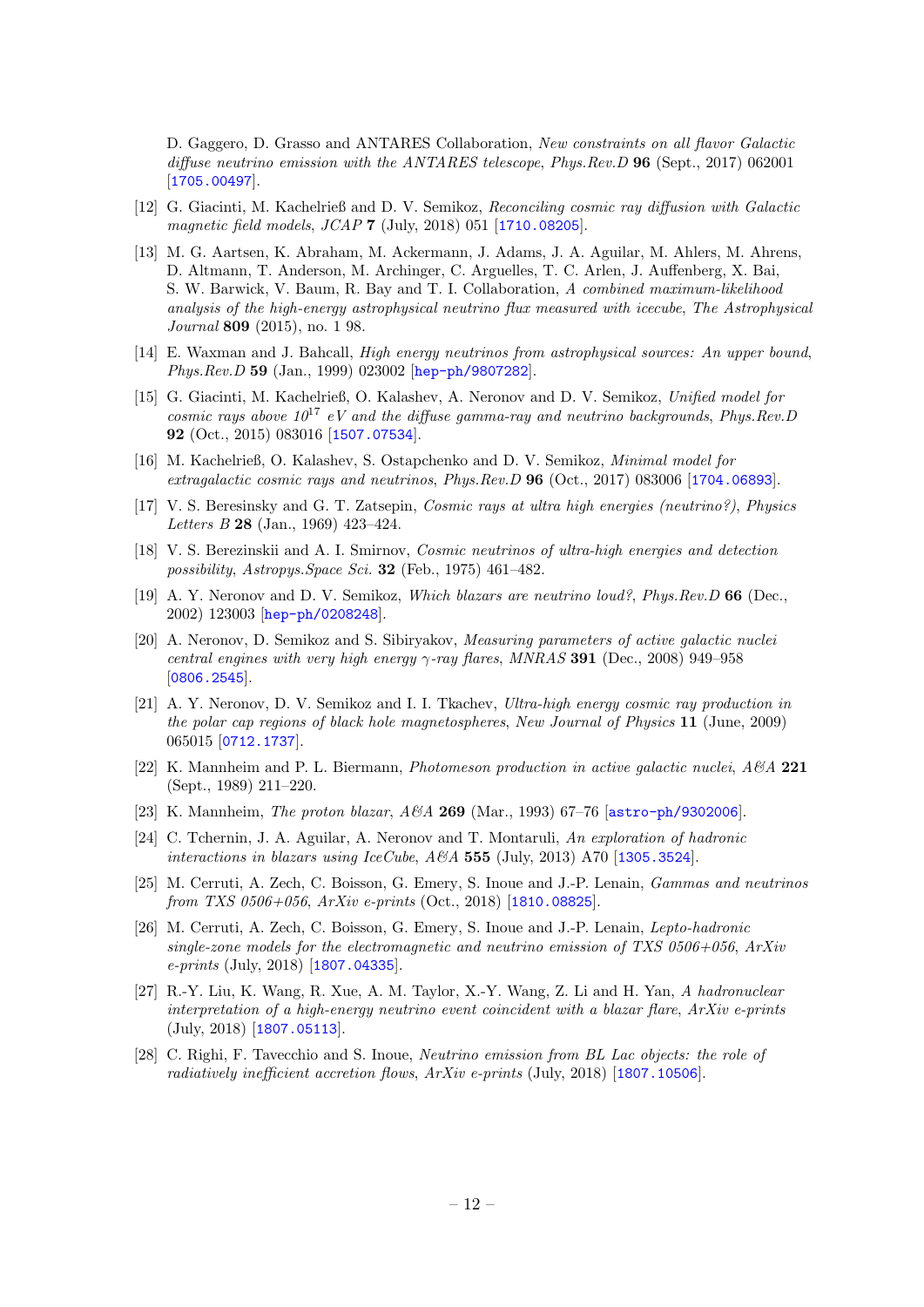D. Gaggero, D. Grasso and ANTARES Collaboration, *New constraints on all flavor Galactic diffuse neutrino emission with the ANTARES telescope*, *Phys.Rev.D* **96** (Sept., 2017) 062001 [1705.00497].

[12] G. Giacinti, M. Kachelrieß and D. V. Semikoz, *Reconciling cosmic ray diffusion with Galactic magnetic field models*, *JCAP* **7** (July, 2018) 051 [1710.08205].

[13] M. G. Aartsen, K. Abraham, M. Ackermann, J. Adams, J. A. Aguilar, M. Ahlers, M. Ahrens, D. Altmann, T. Anderson, M. Archinger, C. Arguelles, T. C. Arlen, J. Auffenberg, X. Bai, S. W. Barwick, V. Baum, R. Bay and T. I. Collaboration, *A combined maximum-likelihood analysis of the high-energy astrophysical neutrino flux measured with icecube*, *The Astrophysical Journal* **809** (2015), no. 1 98.

[14] E. Waxman and J. Bahcall, *High energy neutrinos from astrophysical sources: An upper bound*, *Phys.Rev.D* **59** (Jan., 1999) 023002 [hep-ph/9807282].

[15] G. Giacinti, M. Kachelrieß, O. Kalashev, A. Neronov and D. V. Semikoz, *Unified model for cosmic rays above $10^{17}$ eV and the diffuse gamma-ray and neutrino backgrounds*, *Phys.Rev.D* **92** (Oct., 2015) 083016 [1507.07534].

[16] M. Kachelrieß, O. Kalashev, S. Ostapchenko and D. V. Semikoz, *Minimal model for extragalactic cosmic rays and neutrinos*, *Phys.Rev.D* **96** (Oct., 2017) 083006 [1704.06893].

[17] V. S. Beresinsky and G. T. Zatsepin, *Cosmic rays at ultra high energies (neutrino?)*, *Physics Letters B* **28** (Jan., 1969) 423–424.

[18] V. S. Berezinskii and A. I. Smirnov, *Cosmic neutrinos of ultra-high energies and detection possibility*, *Astropys.Space Sci.* **32** (Feb., 1975) 461–482.

[19] A. Y. Neronov and D. V. Semikoz, *Which blazars are neutrino loud?*, *Phys.Rev.D* **66** (Dec., 2002) 123003 [hep-ph/0208248].

[20] A. Neronov, D. Semikoz and S. Sibiryakov, *Measuring parameters of active galactic nuclei central engines with very high energy $\gamma$-ray flares*, *MNRAS* **391** (Dec., 2008) 949–958 [0806.2545].

[21] A. Y. Neronov, D. V. Semikoz and I. I. Tkachev, *Ultra-high energy cosmic ray production in the polar cap regions of black hole magnetospheres*, *New Journal of Physics* **11** (June, 2009) 065015 [0712.1737].

[22] K. Mannheim and P. L. Biermann, *Photomeson production in active galactic nuclei*, *A&A* **221** (Sept., 1989) 211–220.

[23] K. Mannheim, *The proton blazar*, *A&A* **269** (Mar., 1993) 67–76 [astro-ph/9302006].

[24] C. Tchernin, J. A. Aguilar, A. Neronov and T. Montaruli, *An exploration of hadronic interactions in blazars using IceCube*, *A&A* **555** (July, 2013) A70 [1305.3524].

[25] M. Cerruti, A. Zech, C. Boisson, G. Emery, S. Inoue and J.-P. Lenain, *Gammas and neutrinos from TXS 0506+056*, *ArXiv e-prints* (Oct., 2018) [1810.08825].

[26] M. Cerruti, A. Zech, C. Boisson, G. Emery, S. Inoue and J.-P. Lenain, *Lepto-hadronic single-zone models for the electromagnetic and neutrino emission of TXS 0506+056*, *ArXiv e-prints* (July, 2018) [1807.04335].

[27] R.-Y. Liu, K. Wang, R. Xue, A. M. Taylor, X.-Y. Wang, Z. Li and H. Yan, *A hadronuclear interpretation of a high-energy neutrino event coincident with a blazar flare*, *ArXiv e-prints* (July, 2018) [1807.05113].

[28] C. Righi, F. Tavecchio and S. Inoue, *Neutrino emission from BL Lac objects: the role of radiatively inefficient accretion flows*, *ArXiv e-prints* (July, 2018) [1807.10506].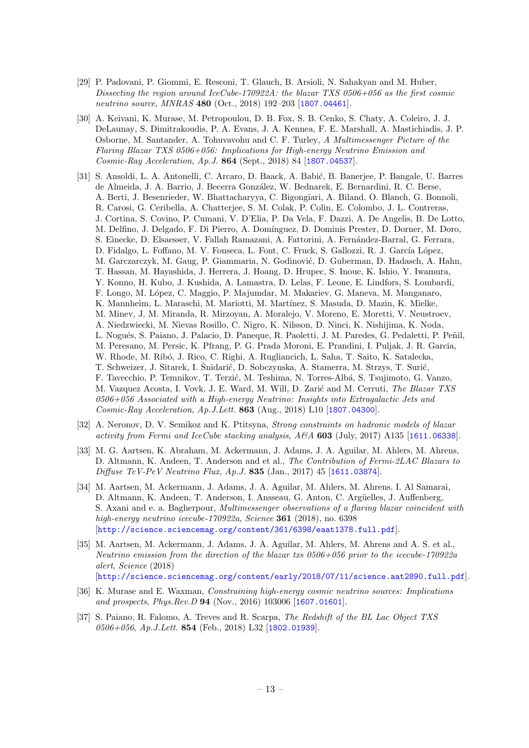[29] P. Padovani, P. Giommi, E. Resconi, T. Glauch, B. Arsioli, N. Sahakyan and M. Huber, *Dissecting the region around IceCube-170922A: the blazar TXS 0506+056 as the first cosmic neutrino source*, *MNRAS* **480** (Oct., 2018) 192–203 [1807.04461].

[30] A. Keivani, K. Murase, M. Petropoulou, D. B. Fox, S. B. Cenko, S. Chaty, A. Coleiro, J. J. DeLaunay, S. Dimitrakoudis, P. A. Evans, J. A. Kennea, F. E. Marshall, A. Mastichiadis, J. P. Osborne, M. Santander, A. Tohuvavohu and C. F. Turley, *A Multimessenger Picture of the Flaring Blazar TXS 0506+056: Implications for High-energy Neutrino Emission and Cosmic-Ray Acceleration*, *Ap.J.* **864** (Sept., 2018) 84 [1807.04537].

[31] S. Ansoldi, L. A. Antonelli, C. Arcaro, D. Baack, A. Babić, B. Banerjee, P. Bangale, U. Barres de Almeida, J. A. Barrio, J. Becerra González, W. Bednarek, E. Bernardini, R. C. Berse, A. Berti, J. Besenrieder, W. Bhattacharyya, C. Bigongiari, A. Biland, O. Blanch, G. Bonnoli, R. Carosi, G. Ceribella, A. Chatterjee, S. M. Colak, P. Colin, E. Colombo, J. L. Contreras, J. Cortina, S. Covino, P. Cumani, V. D'Elia, P. Da Vela, F. Dazzi, A. De Angelis, B. De Lotto, M. Delfino, J. Delgado, F. Di Pierro, A. Domínguez, D. Dominis Prester, D. Dorner, M. Doro, S. Einecke, D. Elsaesser, V. Fallah Ramazani, A. Fattorini, A. Fernández-Barral, G. Ferrara, D. Fidalgo, L. Foffano, M. V. Fonseca, L. Font, C. Fruck, S. Gallozzi, R. J. García López, M. Garczarczyk, M. Gaug, P. Giammaria, N. Godinović, D. Guberman, D. Hadasch, A. Hahn, T. Hassan, M. Hayashida, J. Herrera, J. Hoang, D. Hrupec, S. Inoue, K. Ishio, Y. Iwamura, Y. Konno, H. Kubo, J. Kushida, A. Lamastra, D. Lelas, F. Leone, E. Lindfors, S. Lombardi, F. Longo, M. López, C. Maggio, P. Majumdar, M. Makariev, G. Maneva, M. Manganaro, K. Mannheim, L. Maraschi, M. Mariotti, M. Martínez, S. Masuda, D. Mazin, K. Mielke, M. Minev, J. M. Miranda, R. Mirzoyan, A. Moralejo, V. Moreno, E. Moretti, V. Neustroev, A. Niedzwiecki, M. Nievas Rosillo, C. Nigro, K. Nilsson, D. Ninci, K. Nishijima, K. Noda, L. Nogués, S. Paiano, J. Palacio, D. Paneque, R. Paoletti, J. M. Paredes, G. Pedaletti, P. Peñil, M. Peresano, M. Persic, K. Pfrang, P. G. Prada Moroni, E. Prandini, I. Puljak, J. R. Garcia, W. Rhode, M. Ribó, J. Rico, C. Righi, A. Rugliancich, L. Saha, T. Saito, K. Satalecka, T. Schweizer, J. Sitarek, I. Šnidarić, D. Sobczynska, A. Stamerra, M. Strzys, T. Surić, F. Tavecchio, P. Temnikov, T. Terzić, M. Teshima, N. Torres-Albá, S. Tsujimoto, G. Vanzo, M. Vazquez Acosta, I. Vovk, J. E. Ward, M. Will, D. Zarić and M. Cerruti, *The Blazar TXS 0506+056 Associated with a High-energy Neutrino: Insights into Extragalactic Jets and Cosmic-Ray Acceleration*, *Ap.J.Lett.* **863** (Aug., 2018) L10 [1807.04300].

[32] A. Neronov, D. V. Semikoz and K. Ptitsyna, *Strong constraints on hadronic models of blazar activity from Fermi and IceCube stacking analysis*, *A&A* **603** (July, 2017) A135 [1611.06338].

[33] M. G. Aartsen, K. Abraham, M. Ackermann, J. Adams, J. A. Aguilar, M. Ahlers, M. Ahrens, D. Altmann, K. Andeen, T. Anderson and et al., *The Contribution of Fermi-2LAC Blazars to Diffuse TeV-PeV Neutrino Flux*, *Ap.J.* **835** (Jan., 2017) 45 [1611.03874].

[34] M. Aartsen, M. Ackermann, J. Adams, J. A. Aguilar, M. Ahlers, M. Ahrens, I. Al Samarai, D. Altmann, K. Andeen, T. Anderson, I. Ansseau, G. Anton, C. Argüelles, J. Auffenberg, S. Axani and e. a. Bagherpour, *Multimessenger observations of a flaring blazar coincident with high-energy neutrino icecube-170922a*, *Science* **361** (2018), no. 6398 [http://science.sciencemag.org/content/361/6398/eaat1378.full.pdf].

[35] M. Aartsen, M. Ackermann, J. Adams, J. A. Aguilar, M. Ahlers, M. Ahrens and A. S. et al., *Neutrino emission from the direction of the blazar txs 0506+056 prior to the icecube-170922a alert*, *Science* (2018) [http://science.sciencemag.org/content/early/2018/07/11/science.aat2890.full.pdf].

[36] K. Murase and E. Waxman, *Constraining high-energy cosmic neutrino sources: Implications and prospects*, *Phys.Rev.D* **94** (Nov., 2016) 103006 [1607.01601].

[37] S. Paiano, R. Falomo, A. Treves and R. Scarpa, *The Redshift of the BL Lac Object TXS 0506+056*, *Ap.J.Lett.* **854** (Feb., 2018) L32 [1802.01939].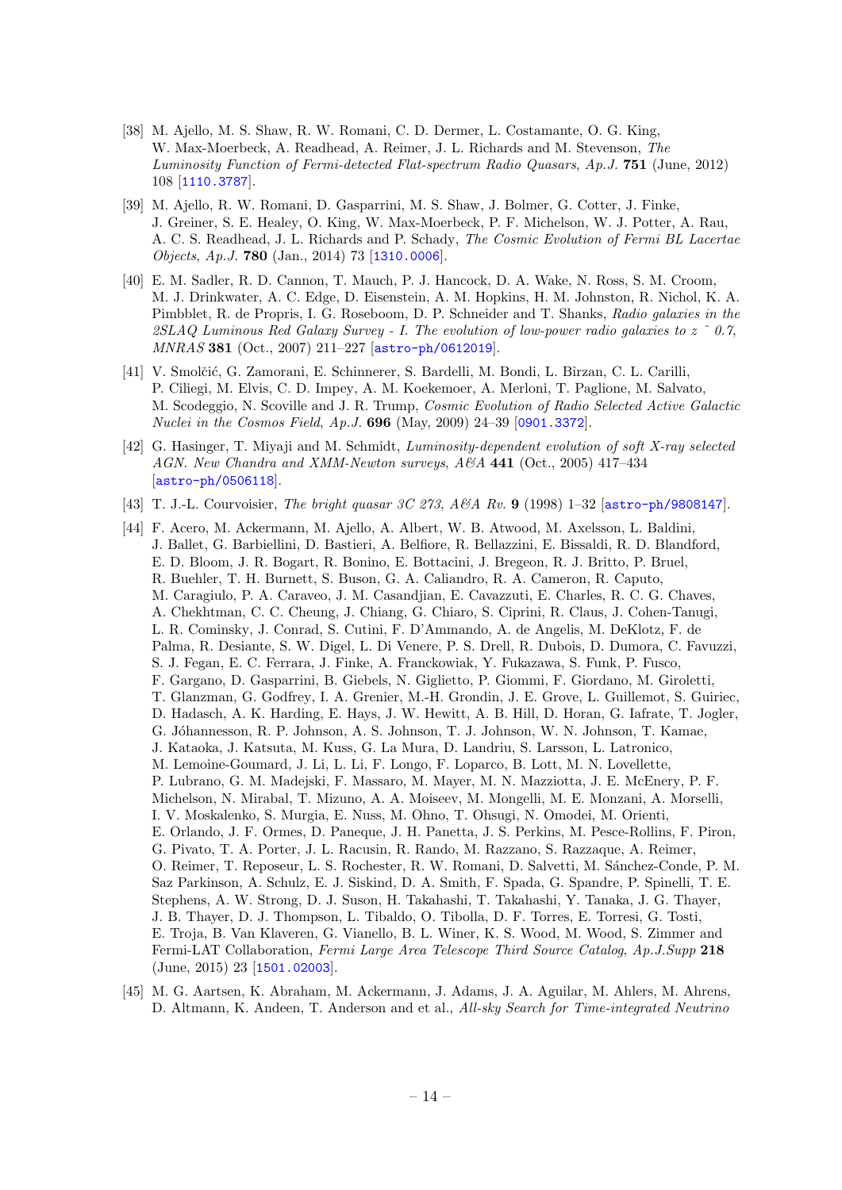[38] M. Ajello, M. S. Shaw, R. W. Romani, C. D. Dermer, L. Costamante, O. G. King, W. Max-Moerbeck, A. Readhead, A. Reimer, J. L. Richards and M. Stevenson, *The Luminosity Function of Fermi-detected Flat-spectrum Radio Quasars*, *Ap.J.* **751** (June, 2012) 108 [1110.3787].

[39] M. Ajello, R. W. Romani, D. Gasparrini, M. S. Shaw, J. Bolmer, G. Cotter, J. Finke, J. Greiner, S. E. Healey, O. King, W. Max-Moerbeck, P. F. Michelson, W. J. Potter, A. Rau, A. C. S. Readhead, J. L. Richards and P. Schady, *The Cosmic Evolution of Fermi BL Lacertae Objects*, *Ap.J.* **780** (Jan., 2014) 73 [1310.0006].

[40] E. M. Sadler, R. D. Cannon, T. Mauch, P. J. Hancock, D. A. Wake, N. Ross, S. M. Croom, M. J. Drinkwater, A. C. Edge, D. Eisenstein, A. M. Hopkins, H. M. Johnston, R. Nichol, K. A. Pimbblet, R. de Propris, I. G. Roseboom, D. P. Schneider and T. Shanks, *Radio galaxies in the 2SLAQ Luminous Red Galaxy Survey - I. The evolution of low-power radio galaxies to z ˜ 0.7*, *MNRAS* **381** (Oct., 2007) 211–227 [astro-ph/0612019].

[41] V. Smolčić, G. Zamorani, E. Schinnerer, S. Bardelli, M. Bondi, L. Bîrzan, C. L. Carilli, P. Ciliegi, M. Elvis, C. D. Impey, A. M. Koekemoer, A. Merloni, T. Paglione, M. Salvato, M. Scodeggio, N. Scoville and J. R. Trump, *Cosmic Evolution of Radio Selected Active Galactic Nuclei in the Cosmos Field*, *Ap.J.* **696** (May, 2009) 24–39 [0901.3372].

[42] G. Hasinger, T. Miyaji and M. Schmidt, *Luminosity-dependent evolution of soft X-ray selected AGN. New Chandra and XMM-Newton surveys*, *A&A* **441** (Oct., 2005) 417–434 [astro-ph/0506118].

[43] T. J.-L. Courvoisier, *The bright quasar 3C 273*, *A&A Rv.* **9** (1998) 1–32 [astro-ph/9808147].

[44] F. Acero, M. Ackermann, M. Ajello, A. Albert, W. B. Atwood, M. Axelsson, L. Baldini, J. Ballet, G. Barbiellini, D. Bastieri, A. Belfiore, R. Bellazzini, E. Bissaldi, R. D. Blandford, E. D. Bloom, J. R. Bogart, R. Bonino, E. Bottacini, J. Bregeon, R. J. Britto, P. Bruel, R. Buehler, T. H. Burnett, S. Buson, G. A. Caliandro, R. A. Cameron, R. Caputo, M. Caragiulo, P. A. Caraveo, J. M. Casandjian, E. Cavazzuti, E. Charles, R. C. G. Chaves, A. Chekhtman, C. C. Cheung, J. Chiang, G. Chiaro, S. Ciprini, R. Claus, J. Cohen-Tanugi, L. R. Cominsky, J. Conrad, S. Cutini, F. D'Ammando, A. de Angelis, M. DeKlotz, F. de Palma, R. Desiante, S. W. Digel, L. Di Venere, P. S. Drell, R. Dubois, D. Dumora, C. Favuzzi, S. J. Fegan, E. C. Ferrara, J. Finke, A. Franckowiak, Y. Fukazawa, S. Funk, P. Fusco, F. Gargano, D. Gasparrini, B. Giebels, N. Giglietto, P. Giommi, F. Giordano, M. Giroletti, T. Glanzman, G. Godfrey, I. A. Grenier, M.-H. Grondin, J. E. Grove, L. Guillemot, S. Guiriec, D. Hadasch, A. K. Harding, E. Hays, J. W. Hewitt, A. B. Hill, D. Horan, G. Iafrate, T. Jogler, G. Jóhannesson, R. P. Johnson, A. S. Johnson, T. J. Johnson, W. N. Johnson, T. Kamae, J. Kataoka, J. Katsuta, M. Kuss, G. La Mura, D. Landriu, S. Larsson, L. Latronico, M. Lemoine-Goumard, J. Li, L. Li, F. Longo, F. Loparco, B. Lott, M. N. Lovellette, P. Lubrano, G. M. Madejski, F. Massaro, M. Mayer, M. N. Mazziotta, J. E. McEnery, P. F. Michelson, N. Mirabal, T. Mizuno, A. A. Moiseev, M. Mongelli, M. E. Monzani, A. Morselli, I. V. Moskalenko, S. Murgia, E. Nuss, M. Ohno, T. Ohsugi, N. Omodei, M. Orienti, E. Orlando, J. F. Ormes, D. Paneque, J. H. Panetta, J. S. Perkins, M. Pesce-Rollins, F. Piron, G. Pivato, T. A. Porter, J. L. Racusin, R. Rando, M. Razzano, S. Razzaque, A. Reimer, O. Reimer, T. Reposeur, L. S. Rochester, R. W. Romani, D. Salvetti, M. Sánchez-Conde, P. M. Saz Parkinson, A. Schulz, E. J. Siskind, D. A. Smith, F. Spada, G. Spandre, P. Spinelli, T. E. Stephens, A. W. Strong, D. J. Suson, H. Takahashi, T. Takahashi, Y. Tanaka, J. G. Thayer, J. B. Thayer, D. J. Thompson, L. Tibaldo, O. Tibolla, D. F. Torres, E. Torresi, G. Tosti, E. Troja, B. Van Klaveren, G. Vianello, B. L. Winer, K. S. Wood, M. Wood, S. Zimmer and Fermi-LAT Collaboration, *Fermi Large Area Telescope Third Source Catalog*, *Ap.J.Supp* **218** (June, 2015) 23 [1501.02003].

[45] M. G. Aartsen, K. Abraham, M. Ackermann, J. Adams, J. A. Aguilar, M. Ahlers, M. Ahrens, D. Altmann, K. Andeen, T. Anderson and et al., *All-sky Search for Time-integrated Neutrino*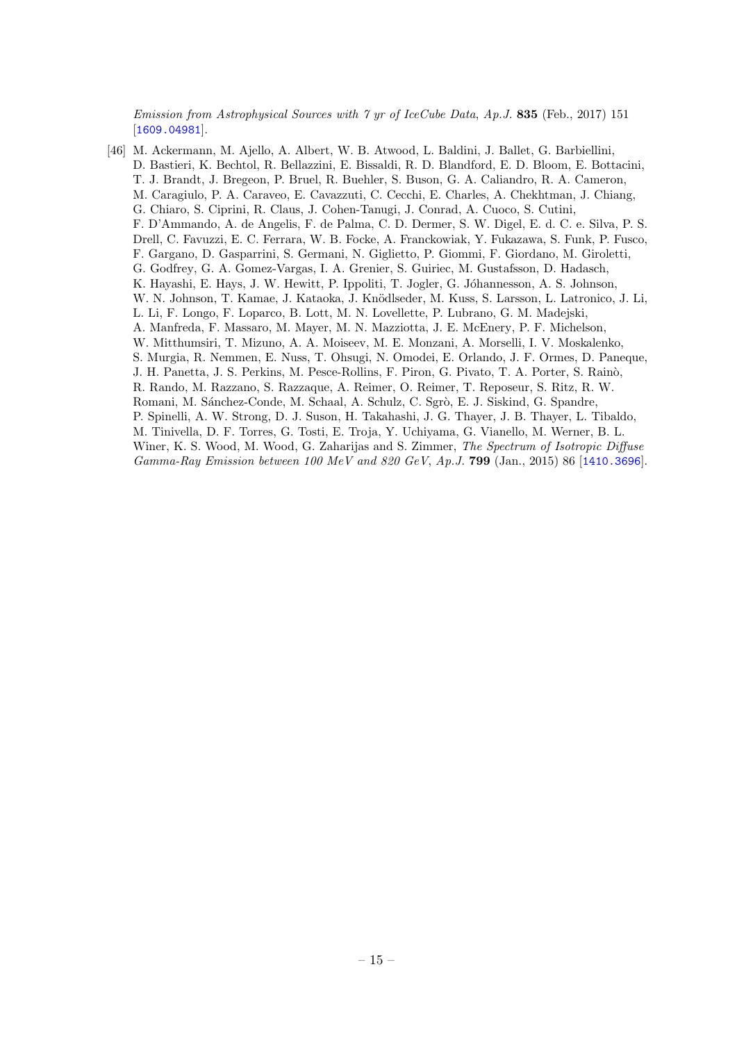*Emission from Astrophysical Sources with 7 yr of IceCube Data*, *Ap.J.* **835** (Feb., 2017) 151 [1609.04981].

[46] M. Ackermann, M. Ajello, A. Albert, W. B. Atwood, L. Baldini, J. Ballet, G. Barbiellini, D. Bastieri, K. Bechtol, R. Bellazzini, E. Bissaldi, R. D. Blandford, E. D. Bloom, E. Bottacini, T. J. Brandt, J. Bregeon, P. Bruel, R. Buehler, S. Buson, G. A. Caliandro, R. A. Cameron, M. Caragiulo, P. A. Caraveo, E. Cavazzuti, C. Cecchi, E. Charles, A. Chekhtman, J. Chiang, G. Chiaro, S. Ciprini, R. Claus, J. Cohen-Tanugi, J. Conrad, A. Cuoco, S. Cutini, F. D'Ammando, A. de Angelis, F. de Palma, C. D. Dermer, S. W. Digel, E. d. C. e. Silva, P. S. Drell, C. Favuzzi, E. C. Ferrara, W. B. Focke, A. Franckowiak, Y. Fukazawa, S. Funk, P. Fusco, F. Gargano, D. Gasparrini, S. Germani, N. Giglietto, P. Giommi, F. Giordano, M. Giroletti, G. Godfrey, G. A. Gomez-Vargas, I. A. Grenier, S. Guiriec, M. Gustafsson, D. Hadasch, K. Hayashi, E. Hays, J. W. Hewitt, P. Ippoliti, T. Jogler, G. Jóhannesson, A. S. Johnson, W. N. Johnson, T. Kamae, J. Kataoka, J. Knödlseder, M. Kuss, S. Larsson, L. Latronico, J. Li, L. Li, F. Longo, F. Loparco, B. Lott, M. N. Lovellette, P. Lubrano, G. M. Madejski, A. Manfreda, F. Massaro, M. Mayer, M. N. Mazziotta, J. E. McEnery, P. F. Michelson, W. Mitthumsiri, T. Mizuno, A. A. Moiseev, M. E. Monzani, A. Morselli, I. V. Moskalenko, S. Murgia, R. Nemmen, E. Nuss, T. Ohsugi, N. Omodei, E. Orlando, J. F. Ormes, D. Paneque, J. H. Panetta, J. S. Perkins, M. Pesce-Rollins, F. Piron, G. Pivato, T. A. Porter, S. Rainò, R. Rando, M. Razzano, S. Razzaque, A. Reimer, O. Reimer, T. Reposeur, S. Ritz, R. W. Romani, M. Sánchez-Conde, M. Schaal, A. Schulz, C. Sgrò, E. J. Siskind, G. Spandre, P. Spinelli, A. W. Strong, D. J. Suson, H. Takahashi, J. G. Thayer, J. B. Thayer, L. Tibaldo, M. Tinivella, D. F. Torres, G. Tosti, E. Troja, Y. Uchiyama, G. Vianello, M. Werner, B. L. Winer, K. S. Wood, M. Wood, G. Zaharijas and S. Zimmer, *The Spectrum of Isotropic Diffuse Gamma-Ray Emission between 100 MeV and 820 GeV*, *Ap.J.* **799** (Jan., 2015) 86 [1410.3696].